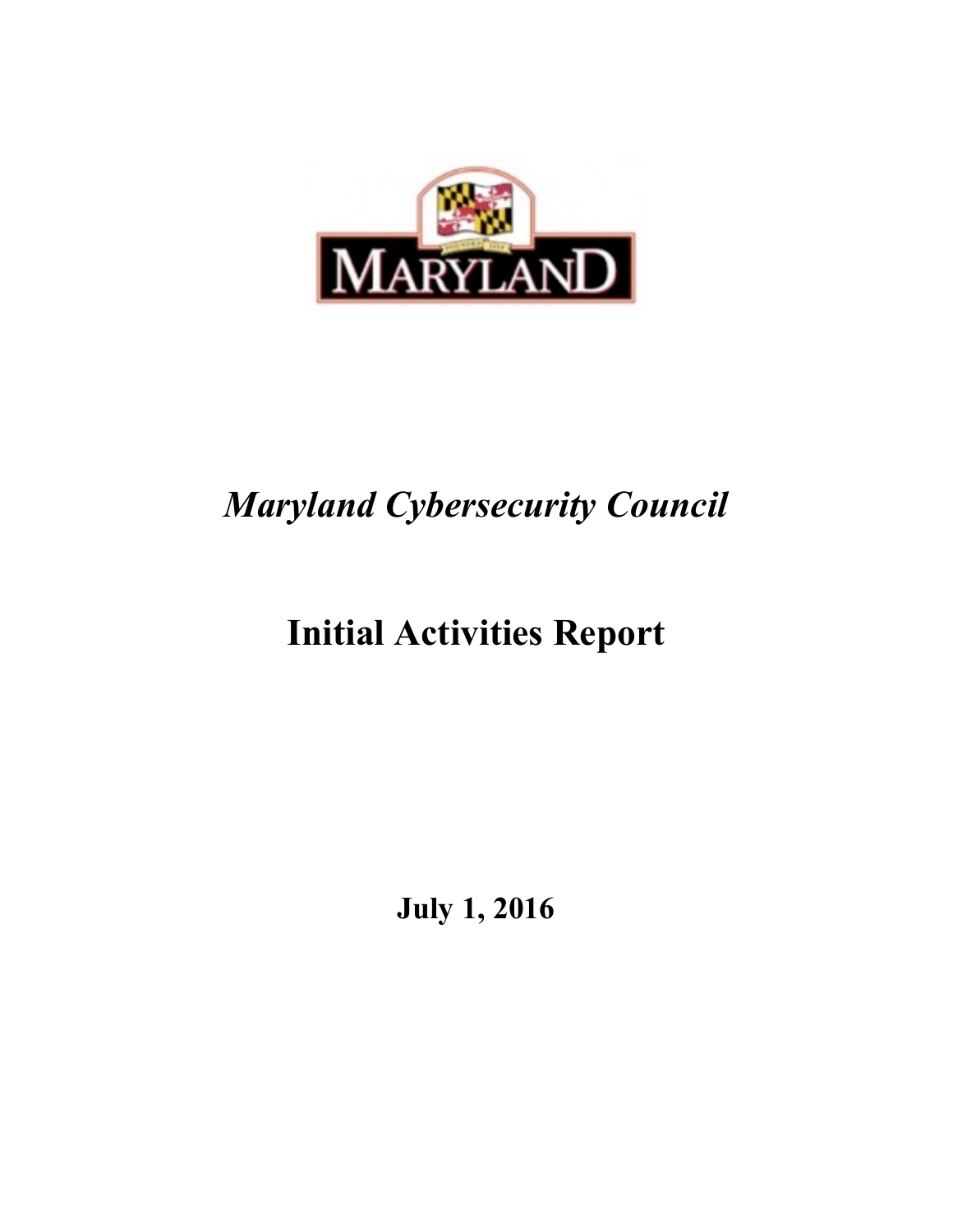# *Maryland Cybersecurity Council*

# Initial Activities Report

**July 1, 2016**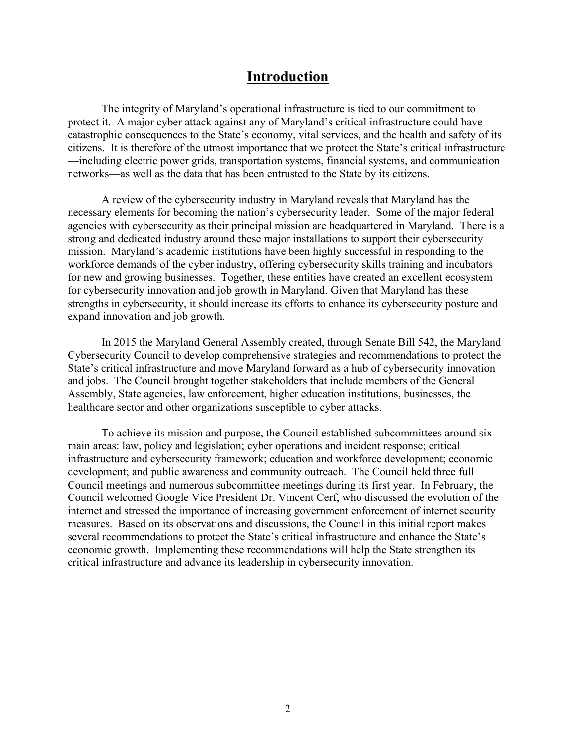# Introduction

The integrity of Maryland's operational infrastructure is tied to our commitment to protect it. A major cyber attack against any of Maryland's critical infrastructure could have catastrophic consequences to the State's economy, vital services, and the health and safety of its citizens. It is therefore of the utmost importance that we protect the State's critical infrastructure —including electric power grids, transportation systems, financial systems, and communication networks—as well as the data that has been entrusted to the State by its citizens.

A review of the cybersecurity industry in Maryland reveals that Maryland has the necessary elements for becoming the nation's cybersecurity leader. Some of the major federal agencies with cybersecurity as their principal mission are headquartered in Maryland. There is a strong and dedicated industry around these major installations to support their cybersecurity mission. Maryland's academic institutions have been highly successful in responding to the workforce demands of the cyber industry, offering cybersecurity skills training and incubators for new and growing businesses. Together, these entities have created an excellent ecosystem for cybersecurity innovation and job growth in Maryland. Given that Maryland has these strengths in cybersecurity, it should increase its efforts to enhance its cybersecurity posture and expand innovation and job growth.

In 2015 the Maryland General Assembly created, through Senate Bill 542, the Maryland Cybersecurity Council to develop comprehensive strategies and recommendations to protect the State's critical infrastructure and move Maryland forward as a hub of cybersecurity innovation and jobs. The Council brought together stakeholders that include members of the General Assembly, State agencies, law enforcement, higher education institutions, businesses, the healthcare sector and other organizations susceptible to cyber attacks.

To achieve its mission and purpose, the Council established subcommittees around six main areas: law, policy and legislation; cyber operations and incident response; critical infrastructure and cybersecurity framework; education and workforce development; economic development; and public awareness and community outreach. The Council held three full Council meetings and numerous subcommittee meetings during its first year. In February, the Council welcomed Google Vice President Dr. Vincent Cerf, who discussed the evolution of the internet and stressed the importance of increasing government enforcement of internet security measures. Based on its observations and discussions, the Council in this initial report makes several recommendations to protect the State's critical infrastructure and enhance the State's economic growth. Implementing these recommendations will help the State strengthen its critical infrastructure and advance its leadership in cybersecurity innovation.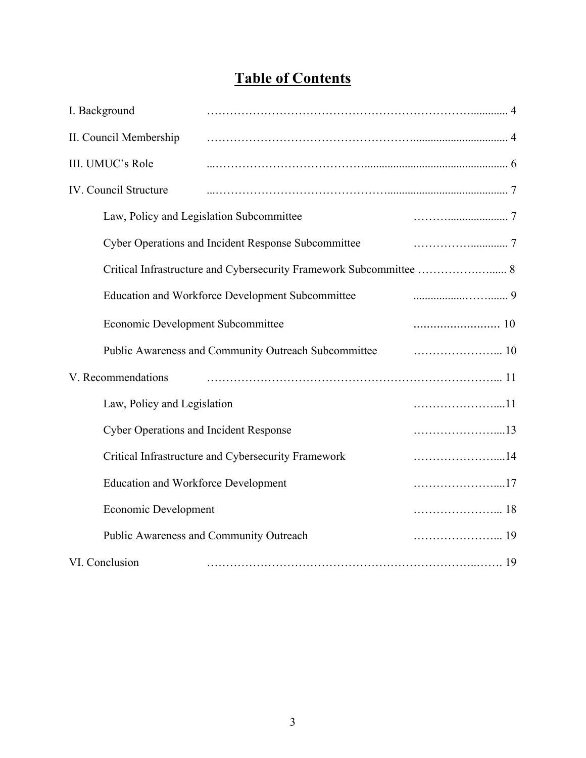# Table of Contents

I. Background ........................................................................ 4

II. Council Membership ........................................................................ 4

III. UMUC's Role ........................................................................ 6

IV. Council Structure ........................................................................ 7

- Law, Policy and Legislation Subcommittee ........................ 7
- Cyber Operations and Incident Response Subcommittee ........................ 7
- Critical Infrastructure and Cybersecurity Framework Subcommittee ........................ 8
- Education and Workforce Development Subcommittee ........................ 9
- Economic Development Subcommittee ........................ 10
- Public Awareness and Community Outreach Subcommittee ........................ 10

V. Recommendations ........................................................................ 11

- Law, Policy and Legislation ........................ 11
- Cyber Operations and Incident Response ........................ 13
- Critical Infrastructure and Cybersecurity Framework ........................ 14
- Education and Workforce Development ........................ 17
- Economic Development ........................ 18
- Public Awareness and Community Outreach ........................ 19

VI. Conclusion ........................................................................ 19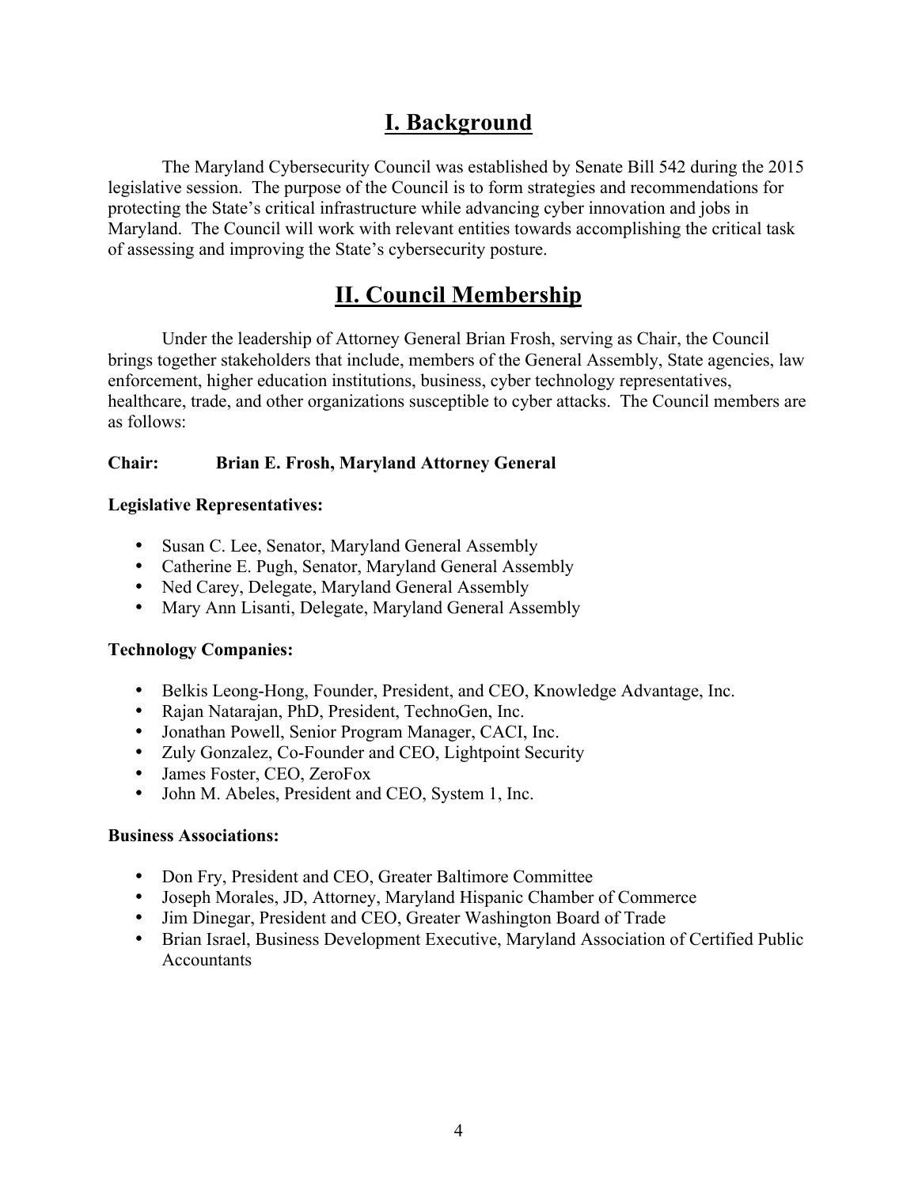# I. Background

The Maryland Cybersecurity Council was established by Senate Bill 542 during the 2015 legislative session. The purpose of the Council is to form strategies and recommendations for protecting the State's critical infrastructure while advancing cyber innovation and jobs in Maryland. The Council will work with relevant entities towards accomplishing the critical task of assessing and improving the State's cybersecurity posture.

# II. Council Membership

Under the leadership of Attorney General Brian Frosh, serving as Chair, the Council brings together stakeholders that include, members of the General Assembly, State agencies, law enforcement, higher education institutions, business, cyber technology representatives, healthcare, trade, and other organizations susceptible to cyber attacks. The Council members are as follows:

**Chair:** **Brian E. Frosh, Maryland Attorney General**

**Legislative Representatives:**

- Susan C. Lee, Senator, Maryland General Assembly
- Catherine E. Pugh, Senator, Maryland General Assembly
- Ned Carey, Delegate, Maryland General Assembly
- Mary Ann Lisanti, Delegate, Maryland General Assembly

**Technology Companies:**

- Belkis Leong-Hong, Founder, President, and CEO, Knowledge Advantage, Inc.
- Rajan Natarajan, PhD, President, TechnoGen, Inc.
- Jonathan Powell, Senior Program Manager, CACI, Inc.
- Zuly Gonzalez, Co-Founder and CEO, Lightpoint Security
- James Foster, CEO, ZeroFox
- John M. Abeles, President and CEO, System 1, Inc.

**Business Associations:**

- Don Fry, President and CEO, Greater Baltimore Committee
- Joseph Morales, JD, Attorney, Maryland Hispanic Chamber of Commerce
- Jim Dinegar, President and CEO, Greater Washington Board of Trade
- Brian Israel, Business Development Executive, Maryland Association of Certified Public Accountants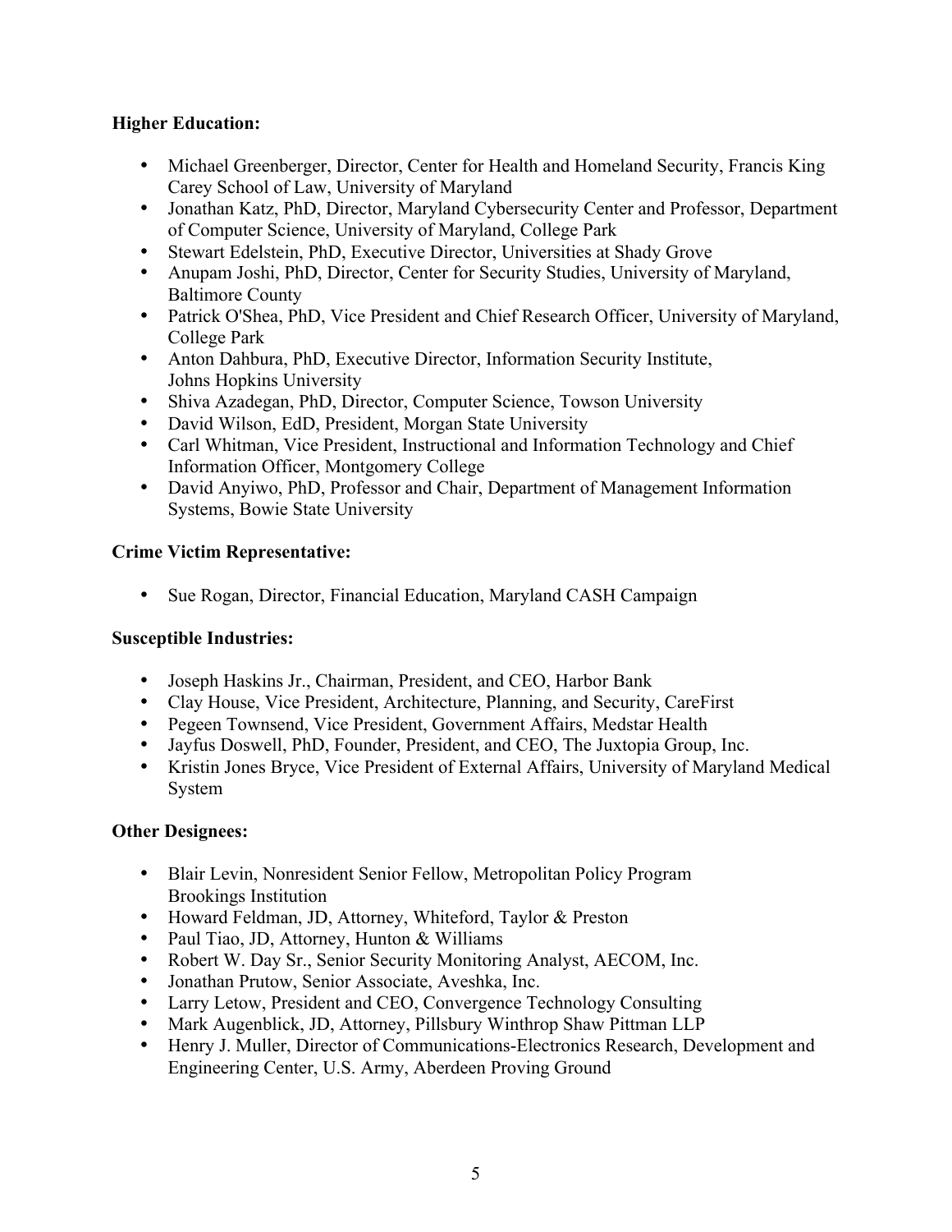**Higher Education:**

- Michael Greenberger, Director, Center for Health and Homeland Security, Francis King Carey School of Law, University of Maryland
- Jonathan Katz, PhD, Director, Maryland Cybersecurity Center and Professor, Department of Computer Science, University of Maryland, College Park
- Stewart Edelstein, PhD, Executive Director, Universities at Shady Grove
- Anupam Joshi, PhD, Director, Center for Security Studies, University of Maryland, Baltimore County
- Patrick O'Shea, PhD, Vice President and Chief Research Officer, University of Maryland, College Park
- Anton Dahbura, PhD, Executive Director, Information Security Institute, Johns Hopkins University
- Shiva Azadegan, PhD, Director, Computer Science, Towson University
- David Wilson, EdD, President, Morgan State University
- Carl Whitman, Vice President, Instructional and Information Technology and Chief Information Officer, Montgomery College
- David Anyiwo, PhD, Professor and Chair, Department of Management Information Systems, Bowie State University

**Crime Victim Representative:**

- Sue Rogan, Director, Financial Education, Maryland CASH Campaign

**Susceptible Industries:**

- Joseph Haskins Jr., Chairman, President, and CEO, Harbor Bank
- Clay House, Vice President, Architecture, Planning, and Security, CareFirst
- Pegeen Townsend, Vice President, Government Affairs, Medstar Health
- Jayfus Doswell, PhD, Founder, President, and CEO, The Juxtopia Group, Inc.
- Kristin Jones Bryce, Vice President of External Affairs, University of Maryland Medical System

**Other Designees:**

- Blair Levin, Nonresident Senior Fellow, Metropolitan Policy Program Brookings Institution
- Howard Feldman, JD, Attorney, Whiteford, Taylor & Preston
- Paul Tiao, JD, Attorney, Hunton & Williams
- Robert W. Day Sr., Senior Security Monitoring Analyst, AECOM, Inc.
- Jonathan Prutow, Senior Associate, Aveshka, Inc.
- Larry Letow, President and CEO, Convergence Technology Consulting
- Mark Augenblick, JD, Attorney, Pillsbury Winthrop Shaw Pittman LLP
- Henry J. Muller, Director of Communications-Electronics Research, Development and Engineering Center, U.S. Army, Aberdeen Proving Ground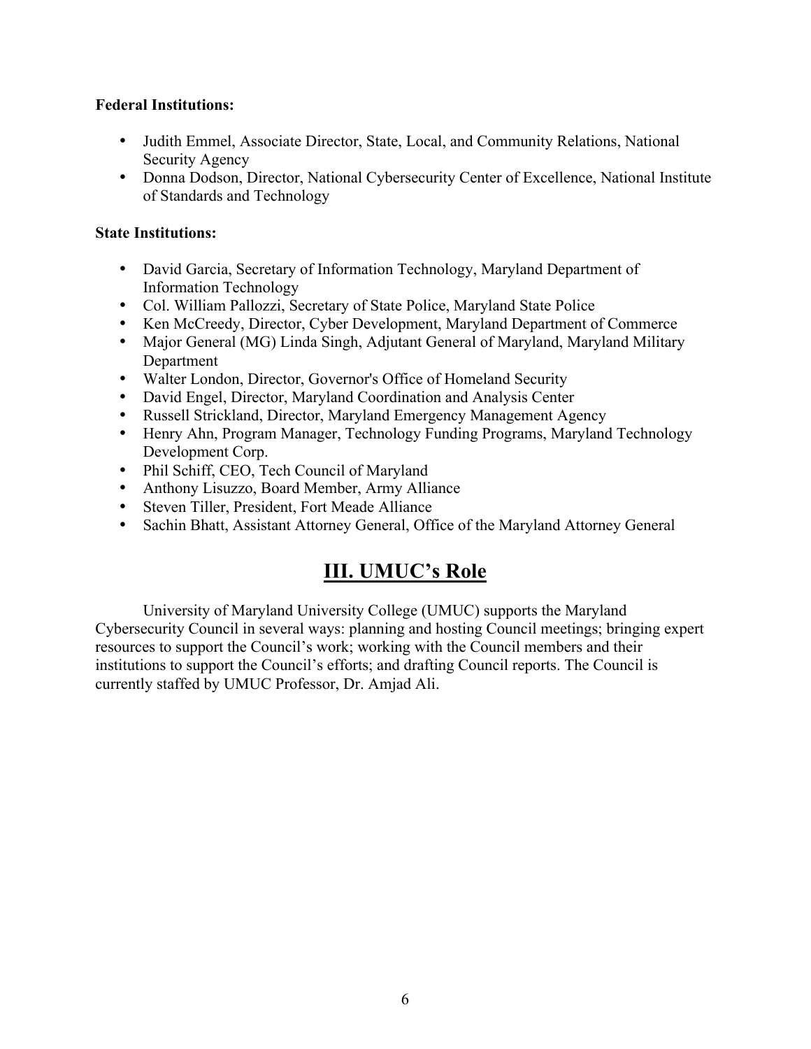**Federal Institutions:**

- Judith Emmel, Associate Director, State, Local, and Community Relations, National Security Agency
- Donna Dodson, Director, National Cybersecurity Center of Excellence, National Institute of Standards and Technology

**State Institutions:**

- David Garcia, Secretary of Information Technology, Maryland Department of Information Technology
- Col. William Pallozzi, Secretary of State Police, Maryland State Police
- Ken McCreedy, Director, Cyber Development, Maryland Department of Commerce
- Major General (MG) Linda Singh, Adjutant General of Maryland, Maryland Military Department
- Walter London, Director, Governor's Office of Homeland Security
- David Engel, Director, Maryland Coordination and Analysis Center
- Russell Strickland, Director, Maryland Emergency Management Agency
- Henry Ahn, Program Manager, Technology Funding Programs, Maryland Technology Development Corp.
- Phil Schiff, CEO, Tech Council of Maryland
- Anthony Lisuzzo, Board Member, Army Alliance
- Steven Tiller, President, Fort Meade Alliance
- Sachin Bhatt, Assistant Attorney General, Office of the Maryland Attorney General

## III. UMUC's Role

University of Maryland University College (UMUC) supports the Maryland Cybersecurity Council in several ways: planning and hosting Council meetings; bringing expert resources to support the Council's work; working with the Council members and their institutions to support the Council's efforts; and drafting Council reports. The Council is currently staffed by UMUC Professor, Dr. Amjad Ali.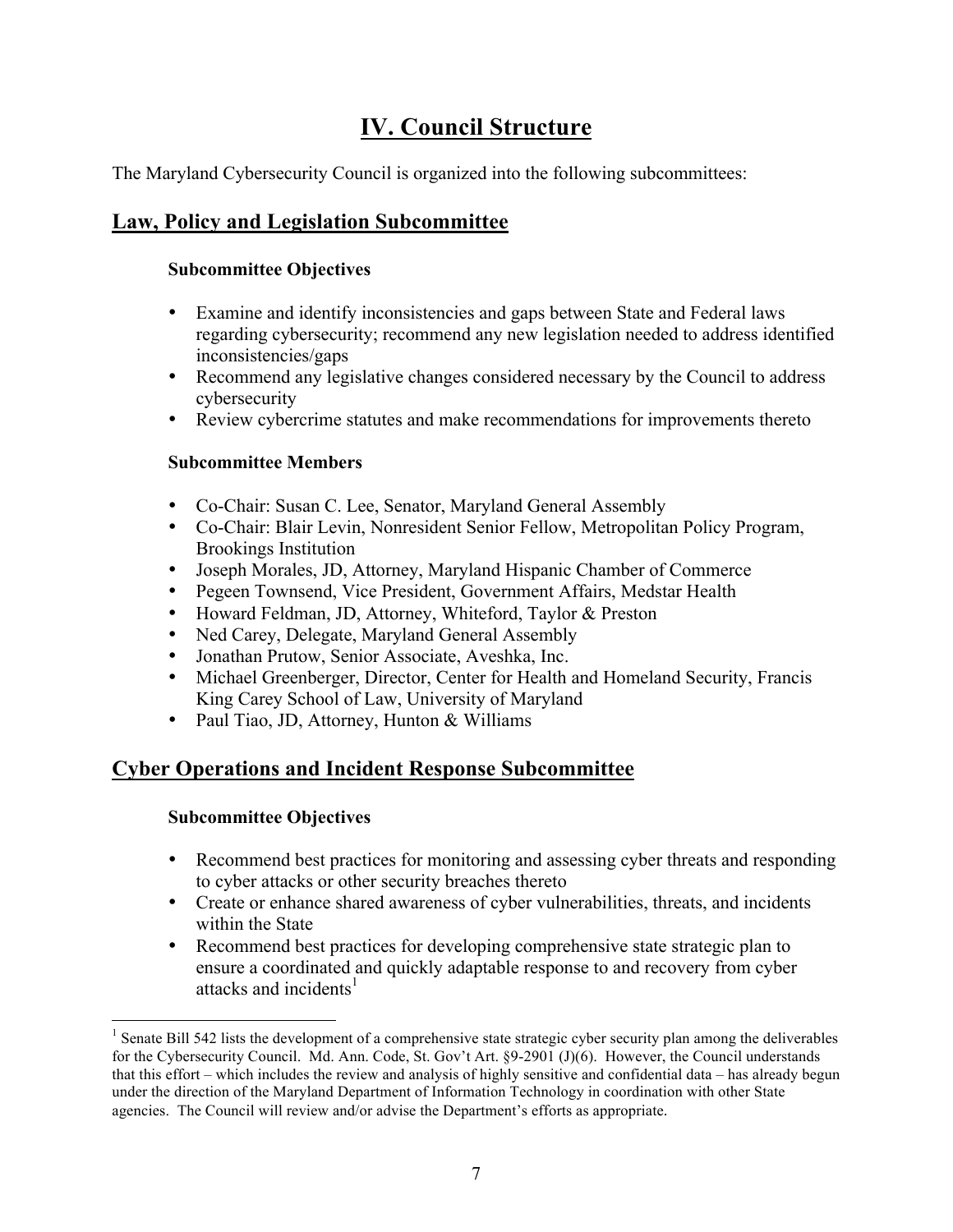# IV. Council Structure

The Maryland Cybersecurity Council is organized into the following subcommittees:

## Law, Policy and Legislation Subcommittee

### Subcommittee Objectives

- Examine and identify inconsistencies and gaps between State and Federal laws regarding cybersecurity; recommend any new legislation needed to address identified inconsistencies/gaps
- Recommend any legislative changes considered necessary by the Council to address cybersecurity
- Review cybercrime statutes and make recommendations for improvements thereto

### Subcommittee Members

- Co-Chair: Susan C. Lee, Senator, Maryland General Assembly
- Co-Chair: Blair Levin, Nonresident Senior Fellow, Metropolitan Policy Program, Brookings Institution
- Joseph Morales, JD, Attorney, Maryland Hispanic Chamber of Commerce
- Pegeen Townsend, Vice President, Government Affairs, Medstar Health
- Howard Feldman, JD, Attorney, Whiteford, Taylor & Preston
- Ned Carey, Delegate, Maryland General Assembly
- Jonathan Prutow, Senior Associate, Aveshka, Inc.
- Michael Greenberger, Director, Center for Health and Homeland Security, Francis King Carey School of Law, University of Maryland
- Paul Tiao, JD, Attorney, Hunton & Williams

## Cyber Operations and Incident Response Subcommittee

### Subcommittee Objectives

- Recommend best practices for monitoring and assessing cyber threats and responding to cyber attacks or other security breaches thereto
- Create or enhance shared awareness of cyber vulnerabilities, threats, and incidents within the State
- Recommend best practices for developing comprehensive state strategic plan to ensure a coordinated and quickly adaptable response to and recovery from cyber attacks and incidents[1]

[1] Senate Bill 542 lists the development of a comprehensive state strategic cyber security plan among the deliverables for the Cybersecurity Council. Md. Ann. Code, St. Gov't Art. §9-2901 (J)(6). However, the Council understands that this effort – which includes the review and analysis of highly sensitive and confidential data – has already begun under the direction of the Maryland Department of Information Technology in coordination with other State agencies. The Council will review and/or advise the Department's efforts as appropriate.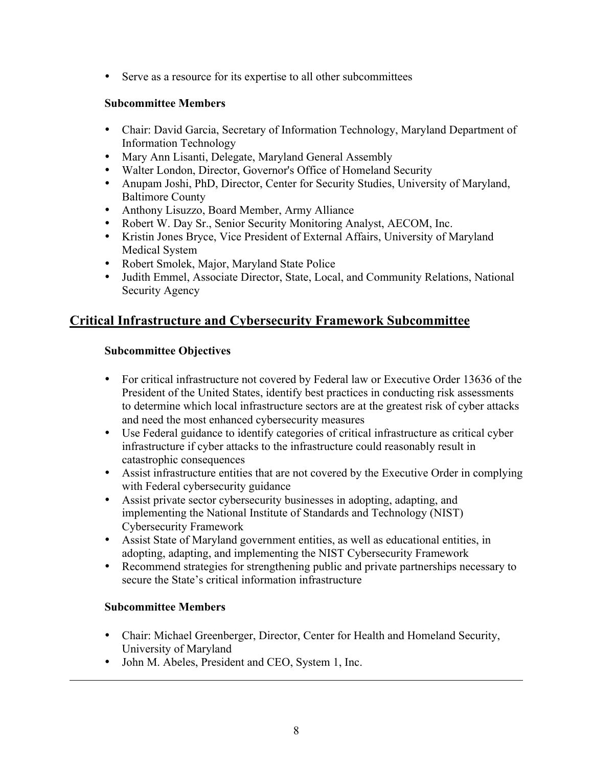- Serve as a resource for its expertise to all other subcommittees

**Subcommittee Members**

- Chair: David Garcia, Secretary of Information Technology, Maryland Department of Information Technology
- Mary Ann Lisanti, Delegate, Maryland General Assembly
- Walter London, Director, Governor's Office of Homeland Security
- Anupam Joshi, PhD, Director, Center for Security Studies, University of Maryland, Baltimore County
- Anthony Lisuzzo, Board Member, Army Alliance
- Robert W. Day Sr., Senior Security Monitoring Analyst, AECOM, Inc.
- Kristin Jones Bryce, Vice President of External Affairs, University of Maryland Medical System
- Robert Smolek, Major, Maryland State Police
- Judith Emmel, Associate Director, State, Local, and Community Relations, National Security Agency

## Critical Infrastructure and Cybersecurity Framework Subcommittee

**Subcommittee Objectives**

- For critical infrastructure not covered by Federal law or Executive Order 13636 of the President of the United States, identify best practices in conducting risk assessments to determine which local infrastructure sectors are at the greatest risk of cyber attacks and need the most enhanced cybersecurity measures
- Use Federal guidance to identify categories of critical infrastructure as critical cyber infrastructure if cyber attacks to the infrastructure could reasonably result in catastrophic consequences
- Assist infrastructure entities that are not covered by the Executive Order in complying with Federal cybersecurity guidance
- Assist private sector cybersecurity businesses in adopting, adapting, and implementing the National Institute of Standards and Technology (NIST) Cybersecurity Framework
- Assist State of Maryland government entities, as well as educational entities, in adopting, adapting, and implementing the NIST Cybersecurity Framework
- Recommend strategies for strengthening public and private partnerships necessary to secure the State's critical information infrastructure

**Subcommittee Members**

- Chair: Michael Greenberger, Director, Center for Health and Homeland Security, University of Maryland
- John M. Abeles, President and CEO, System 1, Inc.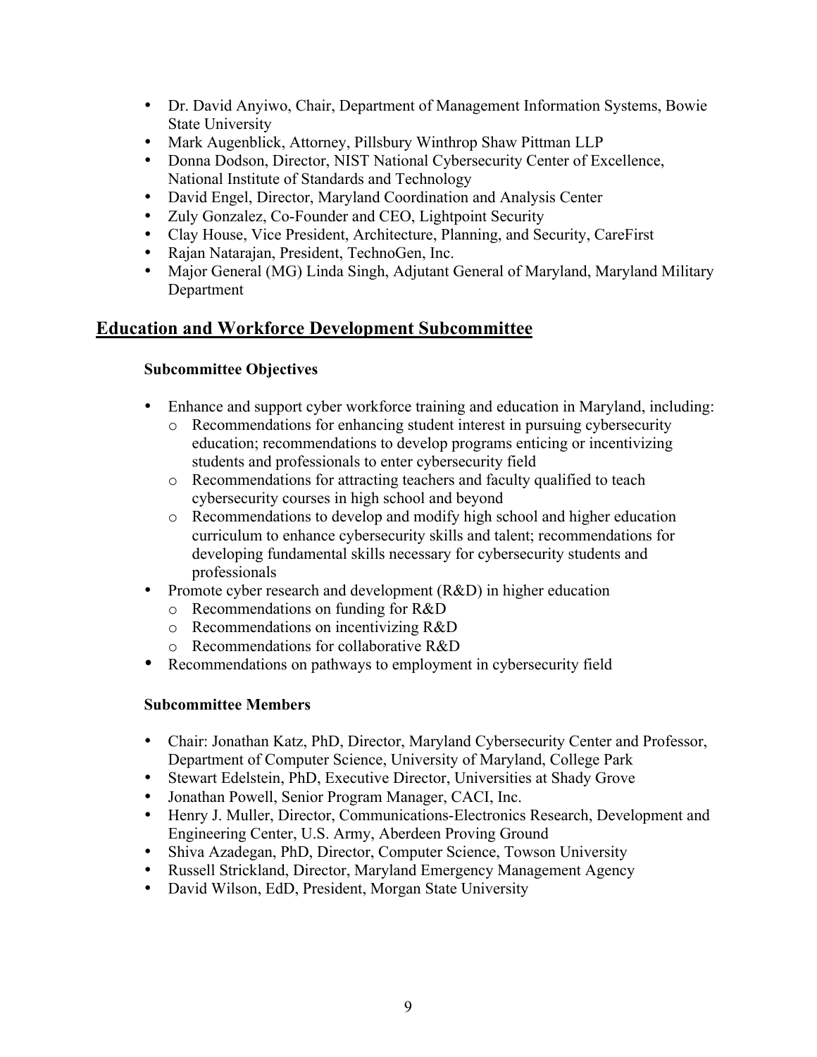- Dr. David Anyiwo, Chair, Department of Management Information Systems, Bowie State University
- Mark Augenblick, Attorney, Pillsbury Winthrop Shaw Pittman LLP
- Donna Dodson, Director, NIST National Cybersecurity Center of Excellence, National Institute of Standards and Technology
- David Engel, Director, Maryland Coordination and Analysis Center
- Zuly Gonzalez, Co-Founder and CEO, Lightpoint Security
- Clay House, Vice President, Architecture, Planning, and Security, CareFirst
- Rajan Natarajan, President, TechnoGen, Inc.
- Major General (MG) Linda Singh, Adjutant General of Maryland, Maryland Military Department

## Education and Workforce Development Subcommittee

### Subcommittee Objectives

- Enhance and support cyber workforce training and education in Maryland, including:
  - Recommendations for enhancing student interest in pursuing cybersecurity education; recommendations to develop programs enticing or incentivizing students and professionals to enter cybersecurity field
  - Recommendations for attracting teachers and faculty qualified to teach cybersecurity courses in high school and beyond
  - Recommendations to develop and modify high school and higher education curriculum to enhance cybersecurity skills and talent; recommendations for developing fundamental skills necessary for cybersecurity students and professionals
- Promote cyber research and development (R&D) in higher education
  - Recommendations on funding for R&D
  - Recommendations on incentivizing R&D
  - Recommendations for collaborative R&D
- Recommendations on pathways to employment in cybersecurity field

### Subcommittee Members

- Chair: Jonathan Katz, PhD, Director, Maryland Cybersecurity Center and Professor, Department of Computer Science, University of Maryland, College Park
- Stewart Edelstein, PhD, Executive Director, Universities at Shady Grove
- Jonathan Powell, Senior Program Manager, CACI, Inc.
- Henry J. Muller, Director, Communications-Electronics Research, Development and Engineering Center, U.S. Army, Aberdeen Proving Ground
- Shiva Azadegan, PhD, Director, Computer Science, Towson University
- Russell Strickland, Director, Maryland Emergency Management Agency
- David Wilson, EdD, President, Morgan State University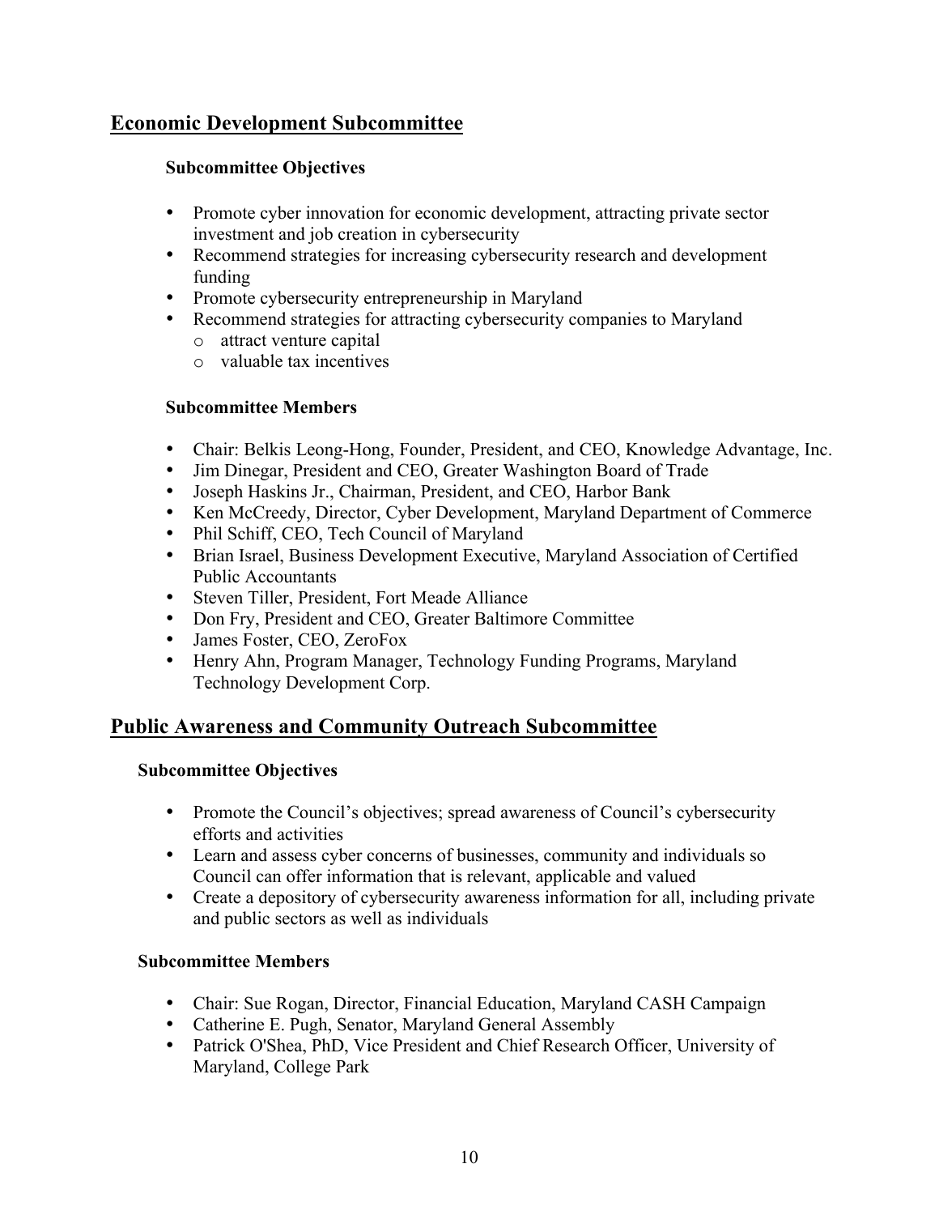## Economic Development Subcommittee

### Subcommittee Objectives

- Promote cyber innovation for economic development, attracting private sector investment and job creation in cybersecurity
- Recommend strategies for increasing cybersecurity research and development funding
- Promote cybersecurity entrepreneurship in Maryland
- Recommend strategies for attracting cybersecurity companies to Maryland
  - attract venture capital
  - valuable tax incentives

### Subcommittee Members

- Chair: Belkis Leong-Hong, Founder, President, and CEO, Knowledge Advantage, Inc.
- Jim Dinegar, President and CEO, Greater Washington Board of Trade
- Joseph Haskins Jr., Chairman, President, and CEO, Harbor Bank
- Ken McCreedy, Director, Cyber Development, Maryland Department of Commerce
- Phil Schiff, CEO, Tech Council of Maryland
- Brian Israel, Business Development Executive, Maryland Association of Certified Public Accountants
- Steven Tiller, President, Fort Meade Alliance
- Don Fry, President and CEO, Greater Baltimore Committee
- James Foster, CEO, ZeroFox
- Henry Ahn, Program Manager, Technology Funding Programs, Maryland Technology Development Corp.

## Public Awareness and Community Outreach Subcommittee

### Subcommittee Objectives

- Promote the Council's objectives; spread awareness of Council's cybersecurity efforts and activities
- Learn and assess cyber concerns of businesses, community and individuals so Council can offer information that is relevant, applicable and valued
- Create a depository of cybersecurity awareness information for all, including private and public sectors as well as individuals

### Subcommittee Members

- Chair: Sue Rogan, Director, Financial Education, Maryland CASH Campaign
- Catherine E. Pugh, Senator, Maryland General Assembly
- Patrick O'Shea, PhD, Vice President and Chief Research Officer, University of Maryland, College Park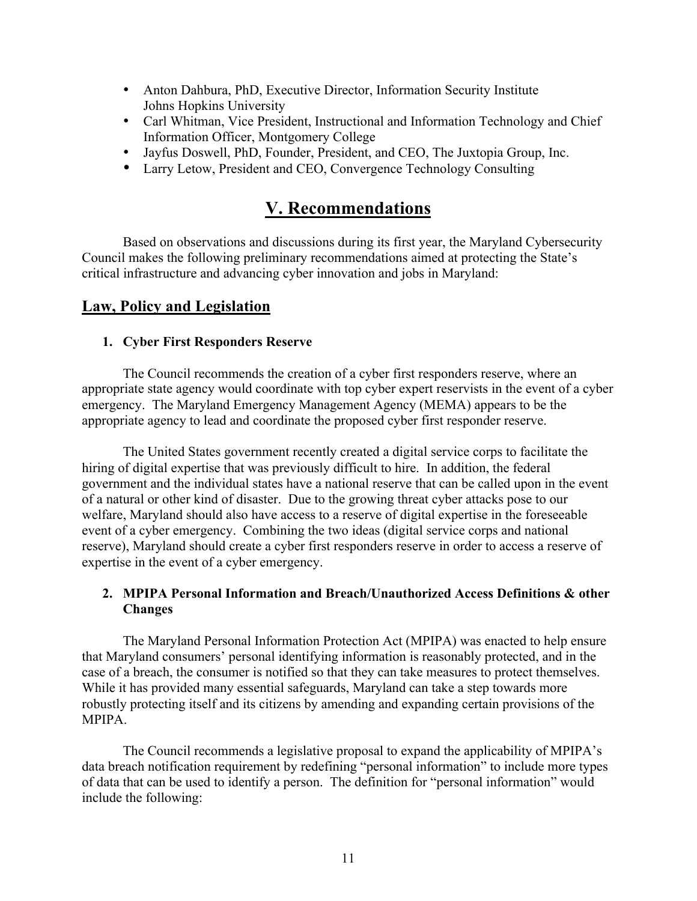- Anton Dahbura, PhD, Executive Director, Information Security Institute Johns Hopkins University
- Carl Whitman, Vice President, Instructional and Information Technology and Chief Information Officer, Montgomery College
- Jayfus Doswell, PhD, Founder, President, and CEO, The Juxtopia Group, Inc.
- Larry Letow, President and CEO, Convergence Technology Consulting

# V. Recommendations

Based on observations and discussions during its first year, the Maryland Cybersecurity Council makes the following preliminary recommendations aimed at protecting the State's critical infrastructure and advancing cyber innovation and jobs in Maryland:

## Law, Policy and Legislation

### 1. Cyber First Responders Reserve

The Council recommends the creation of a cyber first responders reserve, where an appropriate state agency would coordinate with top cyber expert reservists in the event of a cyber emergency. The Maryland Emergency Management Agency (MEMA) appears to be the appropriate agency to lead and coordinate the proposed cyber first responder reserve.

The United States government recently created a digital service corps to facilitate the hiring of digital expertise that was previously difficult to hire. In addition, the federal government and the individual states have a national reserve that can be called upon in the event of a natural or other kind of disaster. Due to the growing threat cyber attacks pose to our welfare, Maryland should also have access to a reserve of digital expertise in the foreseeable event of a cyber emergency. Combining the two ideas (digital service corps and national reserve), Maryland should create a cyber first responders reserve in order to access a reserve of expertise in the event of a cyber emergency.

### 2. MPIPA Personal Information and Breach/Unauthorized Access Definitions & other Changes

The Maryland Personal Information Protection Act (MPIPA) was enacted to help ensure that Maryland consumers' personal identifying information is reasonably protected, and in the case of a breach, the consumer is notified so that they can take measures to protect themselves. While it has provided many essential safeguards, Maryland can take a step towards more robustly protecting itself and its citizens by amending and expanding certain provisions of the MPIPA.

The Council recommends a legislative proposal to expand the applicability of MPIPA's data breach notification requirement by redefining "personal information" to include more types of data that can be used to identify a person. The definition for "personal information" would include the following: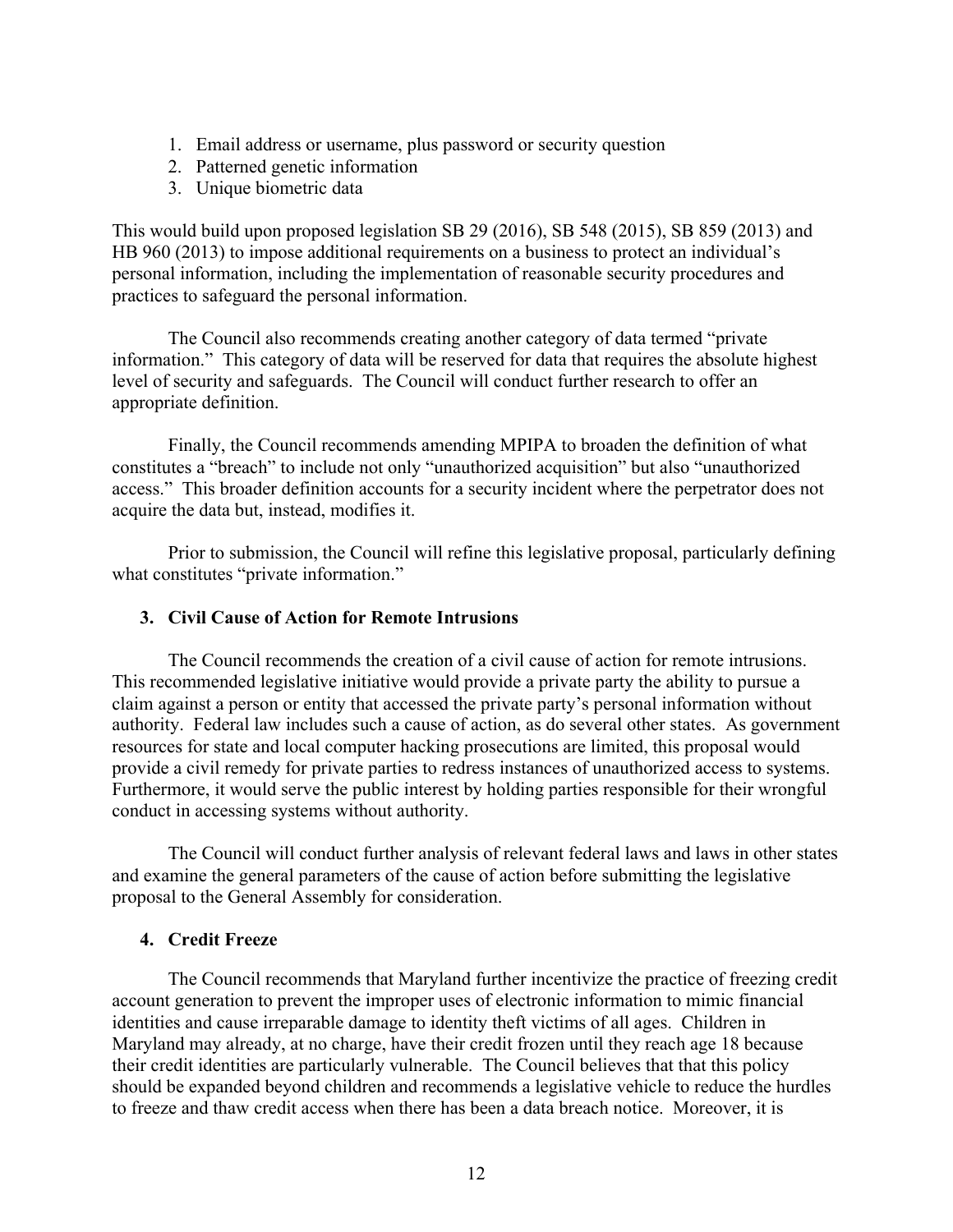1. Email address or username, plus password or security question
2. Patterned genetic information
3. Unique biometric data

This would build upon proposed legislation SB 29 (2016), SB 548 (2015), SB 859 (2013) and HB 960 (2013) to impose additional requirements on a business to protect an individual's personal information, including the implementation of reasonable security procedures and practices to safeguard the personal information.

The Council also recommends creating another category of data termed "private information." This category of data will be reserved for data that requires the absolute highest level of security and safeguards. The Council will conduct further research to offer an appropriate definition.

Finally, the Council recommends amending MPIPA to broaden the definition of what constitutes a "breach" to include not only "unauthorized acquisition" but also "unauthorized access." This broader definition accounts for a security incident where the perpetrator does not acquire the data but, instead, modifies it.

Prior to submission, the Council will refine this legislative proposal, particularly defining what constitutes "private information."

### 3. Civil Cause of Action for Remote Intrusions

The Council recommends the creation of a civil cause of action for remote intrusions. This recommended legislative initiative would provide a private party the ability to pursue a claim against a person or entity that accessed the private party's personal information without authority. Federal law includes such a cause of action, as do several other states. As government resources for state and local computer hacking prosecutions are limited, this proposal would provide a civil remedy for private parties to redress instances of unauthorized access to systems. Furthermore, it would serve the public interest by holding parties responsible for their wrongful conduct in accessing systems without authority.

The Council will conduct further analysis of relevant federal laws and laws in other states and examine the general parameters of the cause of action before submitting the legislative proposal to the General Assembly for consideration.

### 4. Credit Freeze

The Council recommends that Maryland further incentivize the practice of freezing credit account generation to prevent the improper uses of electronic information to mimic financial identities and cause irreparable damage to identity theft victims of all ages. Children in Maryland may already, at no charge, have their credit frozen until they reach age 18 because their credit identities are particularly vulnerable. The Council believes that that this policy should be expanded beyond children and recommends a legislative vehicle to reduce the hurdles to freeze and thaw credit access when there has been a data breach notice. Moreover, it is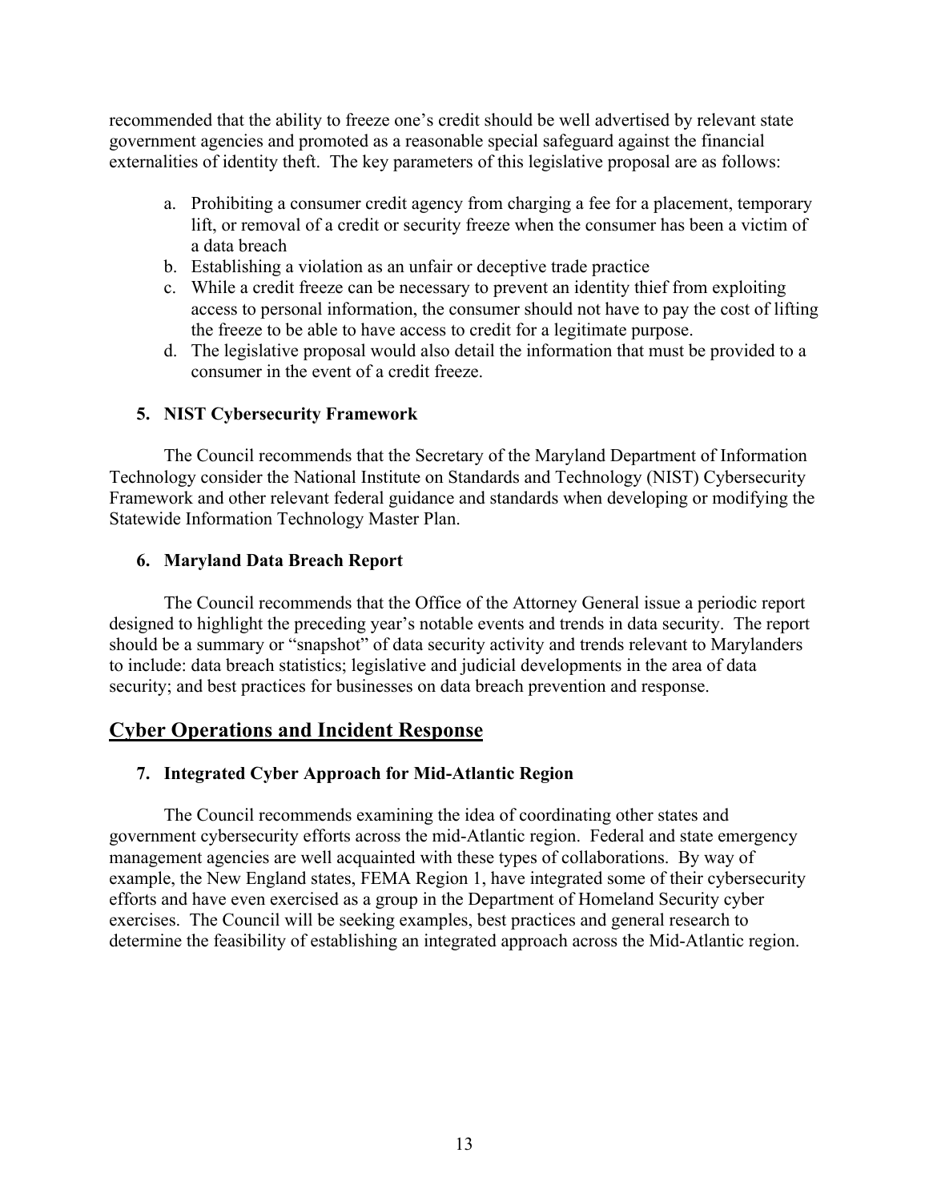recommended that the ability to freeze one's credit should be well advertised by relevant state government agencies and promoted as a reasonable special safeguard against the financial externalities of identity theft. The key parameters of this legislative proposal are as follows:

a. Prohibiting a consumer credit agency from charging a fee for a placement, temporary lift, or removal of a credit or security freeze when the consumer has been a victim of a data breach
b. Establishing a violation as an unfair or deceptive trade practice
c. While a credit freeze can be necessary to prevent an identity thief from exploiting access to personal information, the consumer should not have to pay the cost of lifting the freeze to be able to have access to credit for a legitimate purpose.
d. The legislative proposal would also detail the information that must be provided to a consumer in the event of a credit freeze.

### 5. NIST Cybersecurity Framework

The Council recommends that the Secretary of the Maryland Department of Information Technology consider the National Institute on Standards and Technology (NIST) Cybersecurity Framework and other relevant federal guidance and standards when developing or modifying the Statewide Information Technology Master Plan.

### 6. Maryland Data Breach Report

The Council recommends that the Office of the Attorney General issue a periodic report designed to highlight the preceding year's notable events and trends in data security. The report should be a summary or "snapshot" of data security activity and trends relevant to Marylanders to include: data breach statistics; legislative and judicial developments in the area of data security; and best practices for businesses on data breach prevention and response.

## Cyber Operations and Incident Response

### 7. Integrated Cyber Approach for Mid-Atlantic Region

The Council recommends examining the idea of coordinating other states and government cybersecurity efforts across the mid-Atlantic region. Federal and state emergency management agencies are well acquainted with these types of collaborations. By way of example, the New England states, FEMA Region 1, have integrated some of their cybersecurity efforts and have even exercised as a group in the Department of Homeland Security cyber exercises. The Council will be seeking examples, best practices and general research to determine the feasibility of establishing an integrated approach across the Mid-Atlantic region.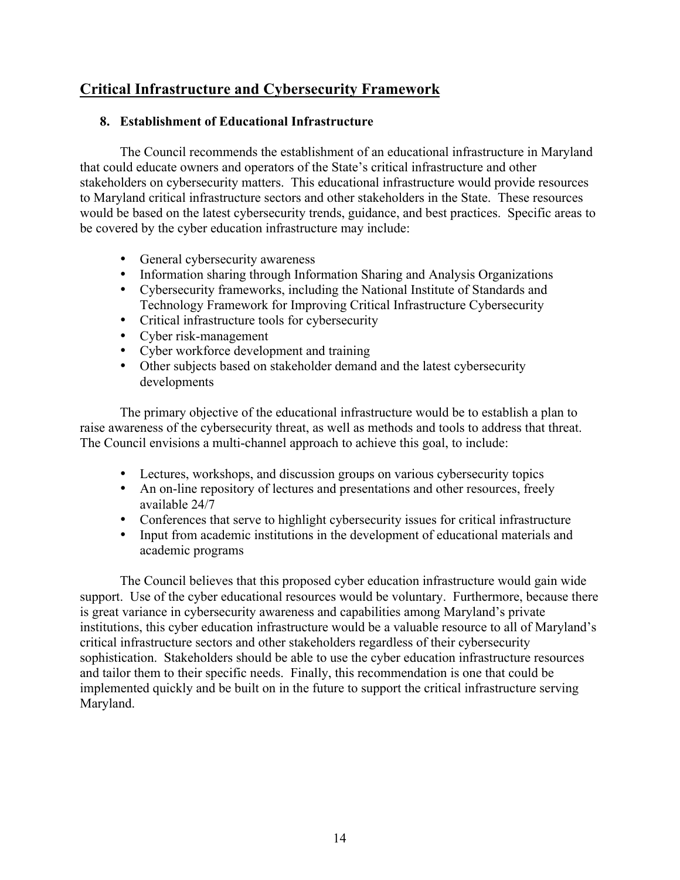## Critical Infrastructure and Cybersecurity Framework

### 8. Establishment of Educational Infrastructure

The Council recommends the establishment of an educational infrastructure in Maryland that could educate owners and operators of the State's critical infrastructure and other stakeholders on cybersecurity matters. This educational infrastructure would provide resources to Maryland critical infrastructure sectors and other stakeholders in the State. These resources would be based on the latest cybersecurity trends, guidance, and best practices. Specific areas to be covered by the cyber education infrastructure may include:

- General cybersecurity awareness
- Information sharing through Information Sharing and Analysis Organizations
- Cybersecurity frameworks, including the National Institute of Standards and Technology Framework for Improving Critical Infrastructure Cybersecurity
- Critical infrastructure tools for cybersecurity
- Cyber risk-management
- Cyber workforce development and training
- Other subjects based on stakeholder demand and the latest cybersecurity developments

The primary objective of the educational infrastructure would be to establish a plan to raise awareness of the cybersecurity threat, as well as methods and tools to address that threat. The Council envisions a multi-channel approach to achieve this goal, to include:

- Lectures, workshops, and discussion groups on various cybersecurity topics
- An on-line repository of lectures and presentations and other resources, freely available 24/7
- Conferences that serve to highlight cybersecurity issues for critical infrastructure
- Input from academic institutions in the development of educational materials and academic programs

The Council believes that this proposed cyber education infrastructure would gain wide support. Use of the cyber educational resources would be voluntary. Furthermore, because there is great variance in cybersecurity awareness and capabilities among Maryland's private institutions, this cyber education infrastructure would be a valuable resource to all of Maryland's critical infrastructure sectors and other stakeholders regardless of their cybersecurity sophistication. Stakeholders should be able to use the cyber education infrastructure resources and tailor them to their specific needs. Finally, this recommendation is one that could be implemented quickly and be built on in the future to support the critical infrastructure serving Maryland.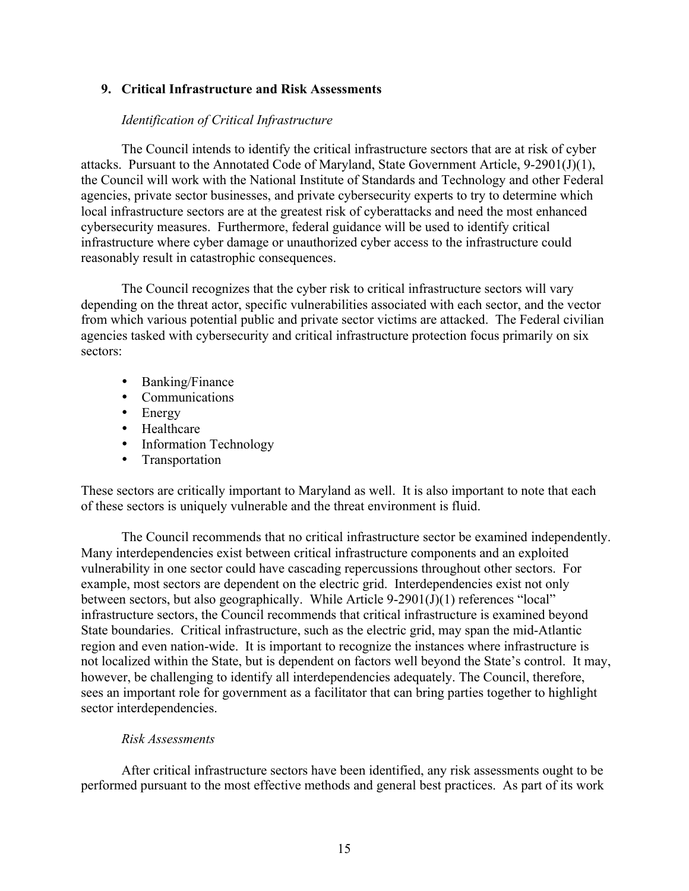## 9. Critical Infrastructure and Risk Assessments

*Identification of Critical Infrastructure*

The Council intends to identify the critical infrastructure sectors that are at risk of cyber attacks. Pursuant to the Annotated Code of Maryland, State Government Article, 9-2901(J)(1), the Council will work with the National Institute of Standards and Technology and other Federal agencies, private sector businesses, and private cybersecurity experts to try to determine which local infrastructure sectors are at the greatest risk of cyberattacks and need the most enhanced cybersecurity measures. Furthermore, federal guidance will be used to identify critical infrastructure where cyber damage or unauthorized cyber access to the infrastructure could reasonably result in catastrophic consequences.

The Council recognizes that the cyber risk to critical infrastructure sectors will vary depending on the threat actor, specific vulnerabilities associated with each sector, and the vector from which various potential public and private sector victims are attacked. The Federal civilian agencies tasked with cybersecurity and critical infrastructure protection focus primarily on six sectors:

- Banking/Finance
- Communications
- Energy
- Healthcare
- Information Technology
- Transportation

These sectors are critically important to Maryland as well. It is also important to note that each of these sectors is uniquely vulnerable and the threat environment is fluid.

The Council recommends that no critical infrastructure sector be examined independently. Many interdependencies exist between critical infrastructure components and an exploited vulnerability in one sector could have cascading repercussions throughout other sectors. For example, most sectors are dependent on the electric grid. Interdependencies exist not only between sectors, but also geographically. While Article 9-2901(J)(1) references "local" infrastructure sectors, the Council recommends that critical infrastructure is examined beyond State boundaries. Critical infrastructure, such as the electric grid, may span the mid-Atlantic region and even nation-wide. It is important to recognize the instances where infrastructure is not localized within the State, but is dependent on factors well beyond the State's control. It may, however, be challenging to identify all interdependencies adequately. The Council, therefore, sees an important role for government as a facilitator that can bring parties together to highlight sector interdependencies.

*Risk Assessments*

After critical infrastructure sectors have been identified, any risk assessments ought to be performed pursuant to the most effective methods and general best practices. As part of its work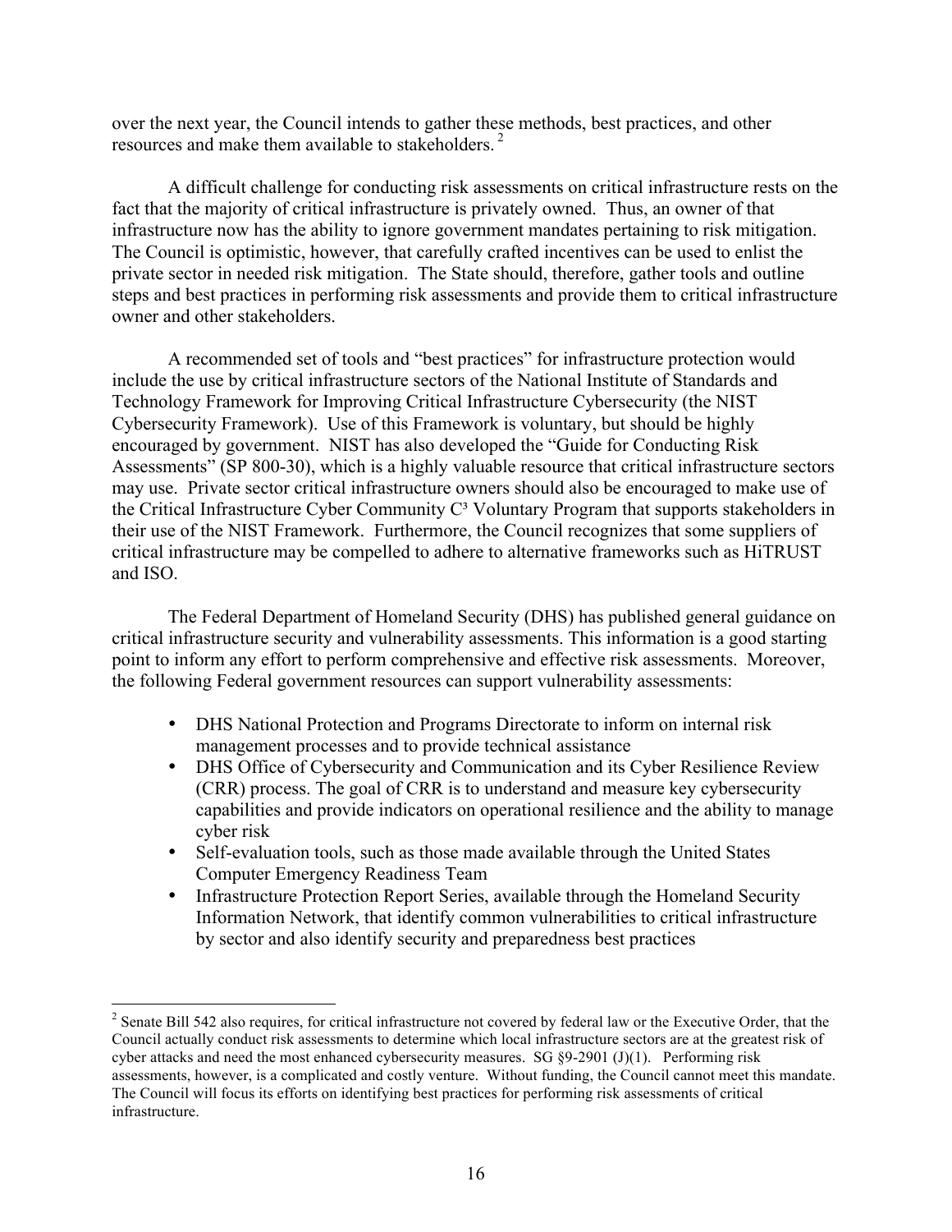over the next year, the Council intends to gather these methods, best practices, and other resources and make them available to stakeholders. [2]

A difficult challenge for conducting risk assessments on critical infrastructure rests on the fact that the majority of critical infrastructure is privately owned. Thus, an owner of that infrastructure now has the ability to ignore government mandates pertaining to risk mitigation. The Council is optimistic, however, that carefully crafted incentives can be used to enlist the private sector in needed risk mitigation. The State should, therefore, gather tools and outline steps and best practices in performing risk assessments and provide them to critical infrastructure owner and other stakeholders.

A recommended set of tools and "best practices" for infrastructure protection would include the use by critical infrastructure sectors of the National Institute of Standards and Technology Framework for Improving Critical Infrastructure Cybersecurity (the NIST Cybersecurity Framework). Use of this Framework is voluntary, but should be highly encouraged by government. NIST has also developed the "Guide for Conducting Risk Assessments" (SP 800-30), which is a highly valuable resource that critical infrastructure sectors may use. Private sector critical infrastructure owners should also be encouraged to make use of the Critical Infrastructure Cyber Community C³ Voluntary Program that supports stakeholders in their use of the NIST Framework. Furthermore, the Council recognizes that some suppliers of critical infrastructure may be compelled to adhere to alternative frameworks such as HiTRUST and ISO.

The Federal Department of Homeland Security (DHS) has published general guidance on critical infrastructure security and vulnerability assessments. This information is a good starting point to inform any effort to perform comprehensive and effective risk assessments. Moreover, the following Federal government resources can support vulnerability assessments:

- DHS National Protection and Programs Directorate to inform on internal risk management processes and to provide technical assistance
- DHS Office of Cybersecurity and Communication and its Cyber Resilience Review (CRR) process. The goal of CRR is to understand and measure key cybersecurity capabilities and provide indicators on operational resilience and the ability to manage cyber risk
- Self-evaluation tools, such as those made available through the United States Computer Emergency Readiness Team
- Infrastructure Protection Report Series, available through the Homeland Security Information Network, that identify common vulnerabilities to critical infrastructure by sector and also identify security and preparedness best practices

---

[2] Senate Bill 542 also requires, for critical infrastructure not covered by federal law or the Executive Order, that the Council actually conduct risk assessments to determine which local infrastructure sectors are at the greatest risk of cyber attacks and need the most enhanced cybersecurity measures. SG §9-2901 (J)(1). Performing risk assessments, however, is a complicated and costly venture. Without funding, the Council cannot meet this mandate. The Council will focus its efforts on identifying best practices for performing risk assessments of critical infrastructure.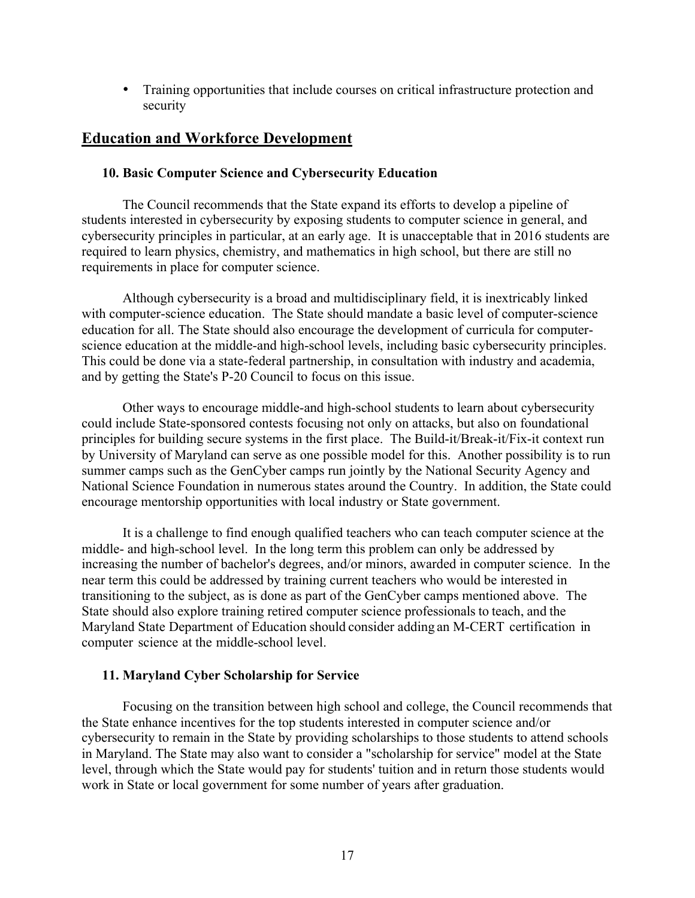- Training opportunities that include courses on critical infrastructure protection and security

## Education and Workforce Development

### 10. Basic Computer Science and Cybersecurity Education

The Council recommends that the State expand its efforts to develop a pipeline of students interested in cybersecurity by exposing students to computer science in general, and cybersecurity principles in particular, at an early age. It is unacceptable that in 2016 students are required to learn physics, chemistry, and mathematics in high school, but there are still no requirements in place for computer science.

Although cybersecurity is a broad and multidisciplinary field, it is inextricably linked with computer-science education. The State should mandate a basic level of computer-science education for all. The State should also encourage the development of curricula for computer-science education at the middle-and high-school levels, including basic cybersecurity principles. This could be done via a state-federal partnership, in consultation with industry and academia, and by getting the State's P-20 Council to focus on this issue.

Other ways to encourage middle-and high-school students to learn about cybersecurity could include State-sponsored contests focusing not only on attacks, but also on foundational principles for building secure systems in the first place. The Build-it/Break-it/Fix-it context run by University of Maryland can serve as one possible model for this. Another possibility is to run summer camps such as the GenCyber camps run jointly by the National Security Agency and National Science Foundation in numerous states around the Country. In addition, the State could encourage mentorship opportunities with local industry or State government.

It is a challenge to find enough qualified teachers who can teach computer science at the middle- and high-school level. In the long term this problem can only be addressed by increasing the number of bachelor's degrees, and/or minors, awarded in computer science. In the near term this could be addressed by training current teachers who would be interested in transitioning to the subject, as is done as part of the GenCyber camps mentioned above. The State should also explore training retired computer science professionals to teach, and the Maryland State Department of Education should consider adding an M-CERT certification in computer science at the middle-school level.

### 11. Maryland Cyber Scholarship for Service

Focusing on the transition between high school and college, the Council recommends that the State enhance incentives for the top students interested in computer science and/or cybersecurity to remain in the State by providing scholarships to those students to attend schools in Maryland. The State may also want to consider a "scholarship for service" model at the State level, through which the State would pay for students' tuition and in return those students would work in State or local government for some number of years after graduation.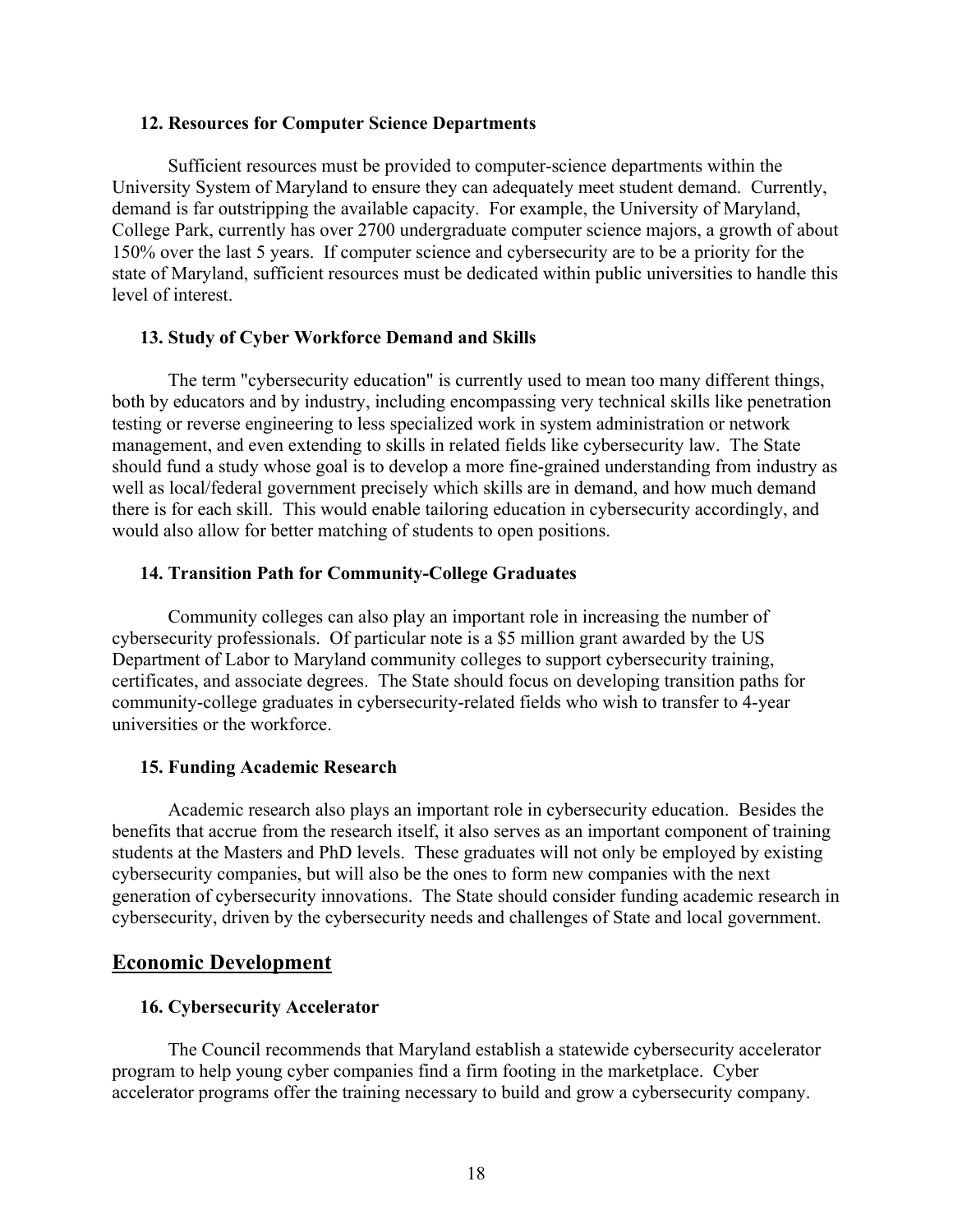### 12. Resources for Computer Science Departments

Sufficient resources must be provided to computer-science departments within the University System of Maryland to ensure they can adequately meet student demand. Currently, demand is far outstripping the available capacity. For example, the University of Maryland, College Park, currently has over 2700 undergraduate computer science majors, a growth of about 150% over the last 5 years. If computer science and cybersecurity are to be a priority for the state of Maryland, sufficient resources must be dedicated within public universities to handle this level of interest.

### 13. Study of Cyber Workforce Demand and Skills

The term "cybersecurity education" is currently used to mean too many different things, both by educators and by industry, including encompassing very technical skills like penetration testing or reverse engineering to less specialized work in system administration or network management, and even extending to skills in related fields like cybersecurity law. The State should fund a study whose goal is to develop a more fine-grained understanding from industry as well as local/federal government precisely which skills are in demand, and how much demand there is for each skill. This would enable tailoring education in cybersecurity accordingly, and would also allow for better matching of students to open positions.

### 14. Transition Path for Community-College Graduates

Community colleges can also play an important role in increasing the number of cybersecurity professionals. Of particular note is a $5 million grant awarded by the US Department of Labor to Maryland community colleges to support cybersecurity training, certificates, and associate degrees. The State should focus on developing transition paths for community-college graduates in cybersecurity-related fields who wish to transfer to 4-year universities or the workforce.

### 15. Funding Academic Research

Academic research also plays an important role in cybersecurity education. Besides the benefits that accrue from the research itself, it also serves as an important component of training students at the Masters and PhD levels. These graduates will not only be employed by existing cybersecurity companies, but will also be the ones to form new companies with the next generation of cybersecurity innovations. The State should consider funding academic research in cybersecurity, driven by the cybersecurity needs and challenges of State and local government.

## Economic Development

### 16. Cybersecurity Accelerator

The Council recommends that Maryland establish a statewide cybersecurity accelerator program to help young cyber companies find a firm footing in the marketplace. Cyber accelerator programs offer the training necessary to build and grow a cybersecurity company.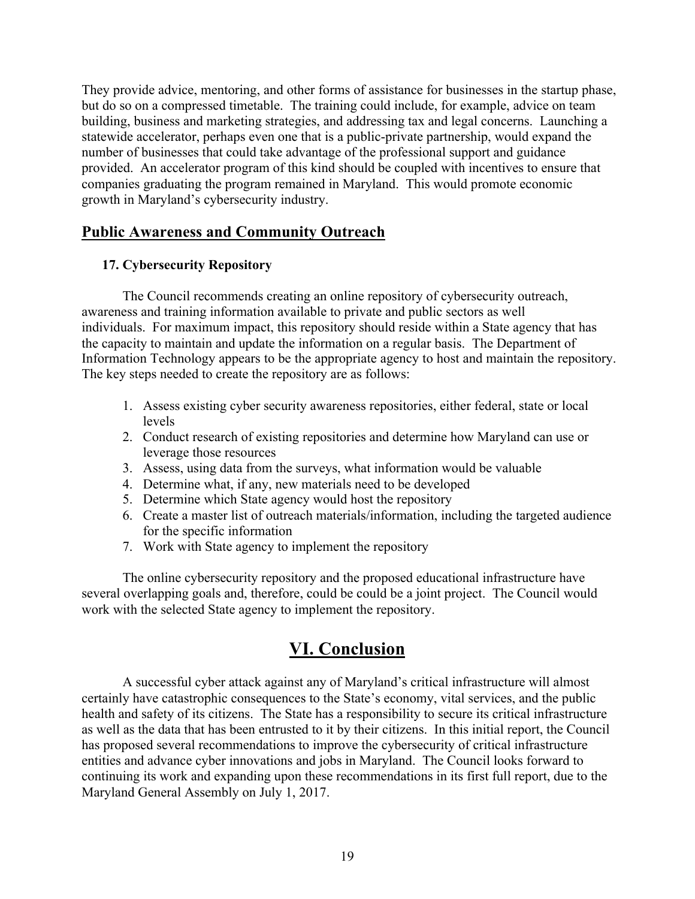They provide advice, mentoring, and other forms of assistance for businesses in the startup phase, but do so on a compressed timetable. The training could include, for example, advice on team building, business and marketing strategies, and addressing tax and legal concerns. Launching a statewide accelerator, perhaps even one that is a public-private partnership, would expand the number of businesses that could take advantage of the professional support and guidance provided. An accelerator program of this kind should be coupled with incentives to ensure that companies graduating the program remained in Maryland. This would promote economic growth in Maryland's cybersecurity industry.

## Public Awareness and Community Outreach

### 17. Cybersecurity Repository

The Council recommends creating an online repository of cybersecurity outreach, awareness and training information available to private and public sectors as well individuals. For maximum impact, this repository should reside within a State agency that has the capacity to maintain and update the information on a regular basis. The Department of Information Technology appears to be the appropriate agency to host and maintain the repository. The key steps needed to create the repository are as follows:

1. Assess existing cyber security awareness repositories, either federal, state or local levels
2. Conduct research of existing repositories and determine how Maryland can use or leverage those resources
3. Assess, using data from the surveys, what information would be valuable
4. Determine what, if any, new materials need to be developed
5. Determine which State agency would host the repository
6. Create a master list of outreach materials/information, including the targeted audience for the specific information
7. Work with State agency to implement the repository

The online cybersecurity repository and the proposed educational infrastructure have several overlapping goals and, therefore, could be could be a joint project. The Council would work with the selected State agency to implement the repository.

# VI. Conclusion

A successful cyber attack against any of Maryland's critical infrastructure will almost certainly have catastrophic consequences to the State's economy, vital services, and the public health and safety of its citizens. The State has a responsibility to secure its critical infrastructure as well as the data that has been entrusted to it by their citizens. In this initial report, the Council has proposed several recommendations to improve the cybersecurity of critical infrastructure entities and advance cyber innovations and jobs in Maryland. The Council looks forward to continuing its work and expanding upon these recommendations in its first full report, due to the Maryland General Assembly on July 1, 2017.